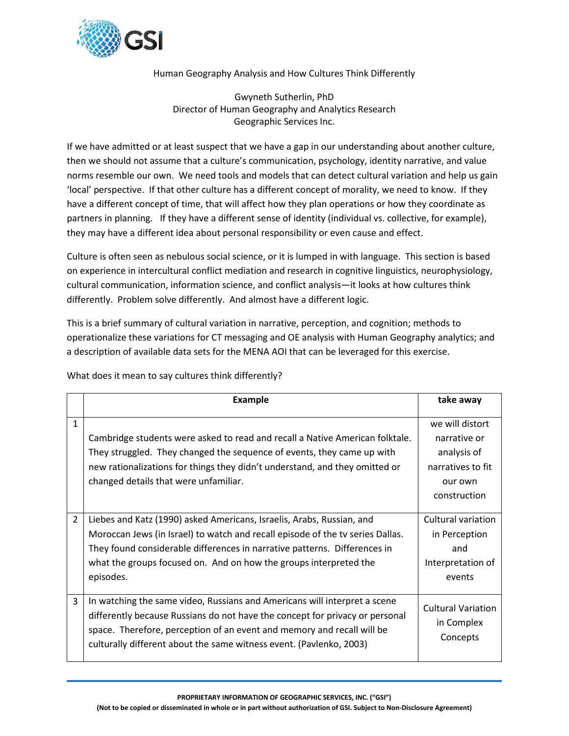Human Geography Analysis and How Cultures Think Differently

Gwyneth Sutherlin, PhD
Director of Human Geography and Analytics Research
Geographic Services Inc.

If we have admitted or at least suspect that we have a gap in our understanding about another culture, then we should not assume that a culture's communication, psychology, identity narrative, and value norms resemble our own. We need tools and models that can detect cultural variation and help us gain 'local' perspective. If that other culture has a different concept of morality, we need to know. If they have a different concept of time, that will affect how they plan operations or how they coordinate as partners in planning. If they have a different sense of identity (individual vs. collective, for example), they may have a different idea about personal responsibility or even cause and effect.

Culture is often seen as nebulous social science, or it is lumped in with language. This section is based on experience in intercultural conflict mediation and research in cognitive linguistics, neurophysiology, cultural communication, information science, and conflict analysis—it looks at how cultures think differently. Problem solve differently. And almost have a different logic.

This is a brief summary of cultural variation in narrative, perception, and cognition; methods to operationalize these variations for CT messaging and OE analysis with Human Geography analytics; and a description of available data sets for the MENA AOI that can be leveraged for this exercise.

What does it mean to say cultures think differently?

| | Example | take away |
|---|---|---|
| 1 | Cambridge students were asked to read and recall a Native American folktale. They struggled. They changed the sequence of events, they came up with new rationalizations for things they didn't understand, and they omitted or changed details that were unfamiliar. | we will distort narrative or analysis of narratives to fit our own construction |
| 2 | Liebes and Katz (1990) asked Americans, Israelis, Arabs, Russian, and Moroccan Jews (in Israel) to watch and recall episode of the tv series Dallas. They found considerable differences in narrative patterns. Differences in what the groups focused on. And on how the groups interpreted the episodes. | Cultural variation in Perception and Interpretation of events |
| 3 | In watching the same video, Russians and Americans will interpret a scene differently because Russians do not have the concept for privacy or personal space. Therefore, perception of an event and memory and recall will be culturally different about the same witness event. (Pavlenko, 2003) | Cultural Variation in Complex Concepts |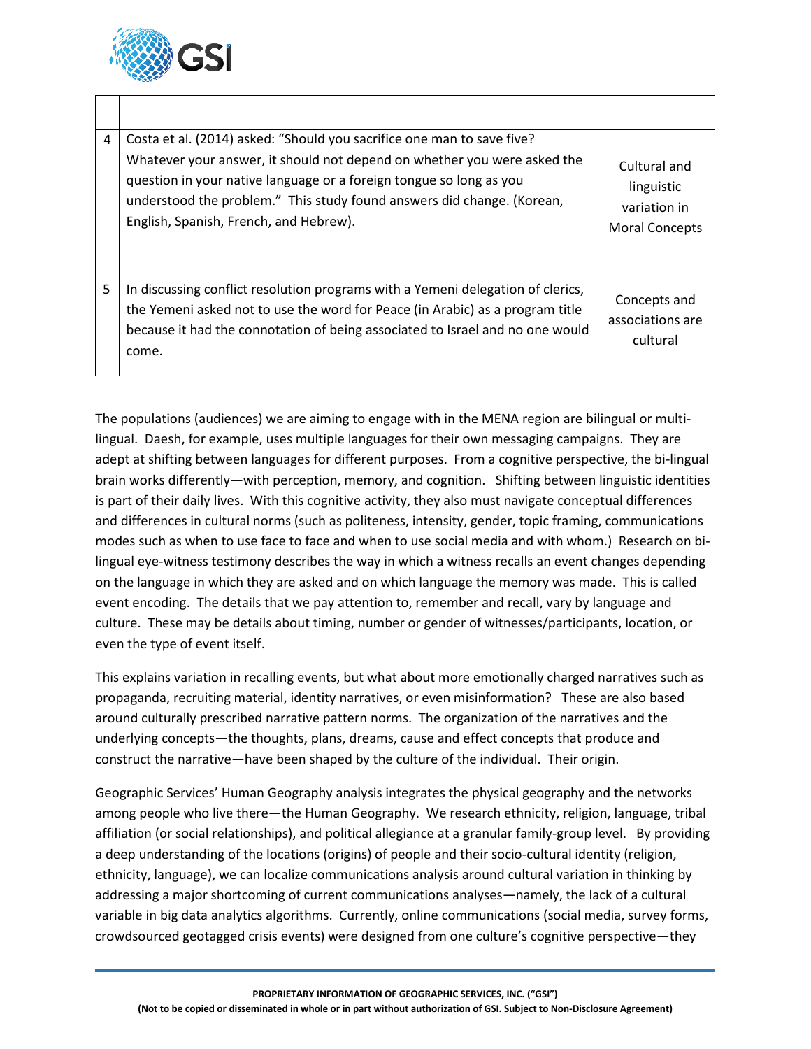| | | |
|---|---|---|
| 4 | Costa et al. (2014) asked: "Should you sacrifice one man to save five? Whatever your answer, it should not depend on whether you were asked the question in your native language or a foreign tongue so long as you understood the problem." This study found answers did change. (Korean, English, Spanish, French, and Hebrew). | Cultural and linguistic variation in Moral Concepts |
| 5 | In discussing conflict resolution programs with a Yemeni delegation of clerics, the Yemeni asked not to use the word for Peace (in Arabic) as a program title because it had the connotation of being associated to Israel and no one would come. | Concepts and associations are cultural |

The populations (audiences) we are aiming to engage with in the MENA region are bilingual or multi-lingual. Daesh, for example, uses multiple languages for their own messaging campaigns. They are adept at shifting between languages for different purposes. From a cognitive perspective, the bi-lingual brain works differently—with perception, memory, and cognition. Shifting between linguistic identities is part of their daily lives. With this cognitive activity, they also must navigate conceptual differences and differences in cultural norms (such as politeness, intensity, gender, topic framing, communications modes such as when to use face to face and when to use social media and with whom.) Research on bi-lingual eye-witness testimony describes the way in which a witness recalls an event changes depending on the language in which they are asked and on which language the memory was made. This is called event encoding. The details that we pay attention to, remember and recall, vary by language and culture. These may be details about timing, number or gender of witnesses/participants, location, or even the type of event itself.

This explains variation in recalling events, but what about more emotionally charged narratives such as propaganda, recruiting material, identity narratives, or even misinformation? These are also based around culturally prescribed narrative pattern norms. The organization of the narratives and the underlying concepts—the thoughts, plans, dreams, cause and effect concepts that produce and construct the narrative—have been shaped by the culture of the individual. Their origin.

Geographic Services' Human Geography analysis integrates the physical geography and the networks among people who live there—the Human Geography. We research ethnicity, religion, language, tribal affiliation (or social relationships), and political allegiance at a granular family-group level. By providing a deep understanding of the locations (origins) of people and their socio-cultural identity (religion, ethnicity, language), we can localize communications analysis around cultural variation in thinking by addressing a major shortcoming of current communications analyses—namely, the lack of a cultural variable in big data analytics algorithms. Currently, online communications (social media, survey forms, crowdsourced geotagged crisis events) were designed from one culture's cognitive perspective—they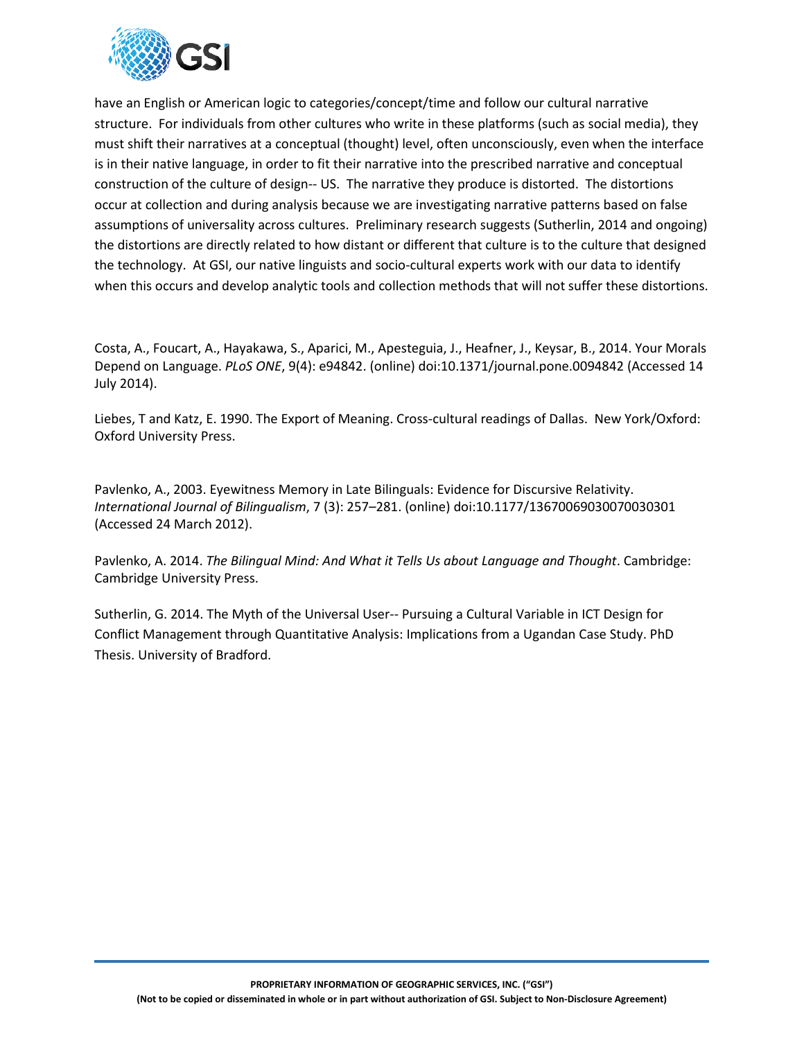have an English or American logic to categories/concept/time and follow our cultural narrative structure. For individuals from other cultures who write in these platforms (such as social media), they must shift their narratives at a conceptual (thought) level, often unconsciously, even when the interface is in their native language, in order to fit their narrative into the prescribed narrative and conceptual construction of the culture of design-- US. The narrative they produce is distorted. The distortions occur at collection and during analysis because we are investigating narrative patterns based on false assumptions of universality across cultures. Preliminary research suggests (Sutherlin, 2014 and ongoing) the distortions are directly related to how distant or different that culture is to the culture that designed the technology. At GSI, our native linguists and socio-cultural experts work with our data to identify when this occurs and develop analytic tools and collection methods that will not suffer these distortions.

Costa, A., Foucart, A., Hayakawa, S., Aparici, M., Apesteguia, J., Heafner, J., Keysar, B., 2014. Your Morals Depend on Language. *PLoS ONE*, 9(4): e94842. (online) doi:10.1371/journal.pone.0094842 (Accessed 14 July 2014).

Liebes, T and Katz, E. 1990. The Export of Meaning. Cross-cultural readings of Dallas. New York/Oxford: Oxford University Press.

Pavlenko, A., 2003. Eyewitness Memory in Late Bilinguals: Evidence for Discursive Relativity. *International Journal of Bilingualism*, 7 (3): 257–281. (online) doi:10.1177/13670069030070030301 (Accessed 24 March 2012).

Pavlenko, A. 2014. *The Bilingual Mind: And What it Tells Us about Language and Thought*. Cambridge: Cambridge University Press.

Sutherlin, G. 2014. The Myth of the Universal User-- Pursuing a Cultural Variable in ICT Design for Conflict Management through Quantitative Analysis: Implications from a Ugandan Case Study. PhD Thesis. University of Bradford.